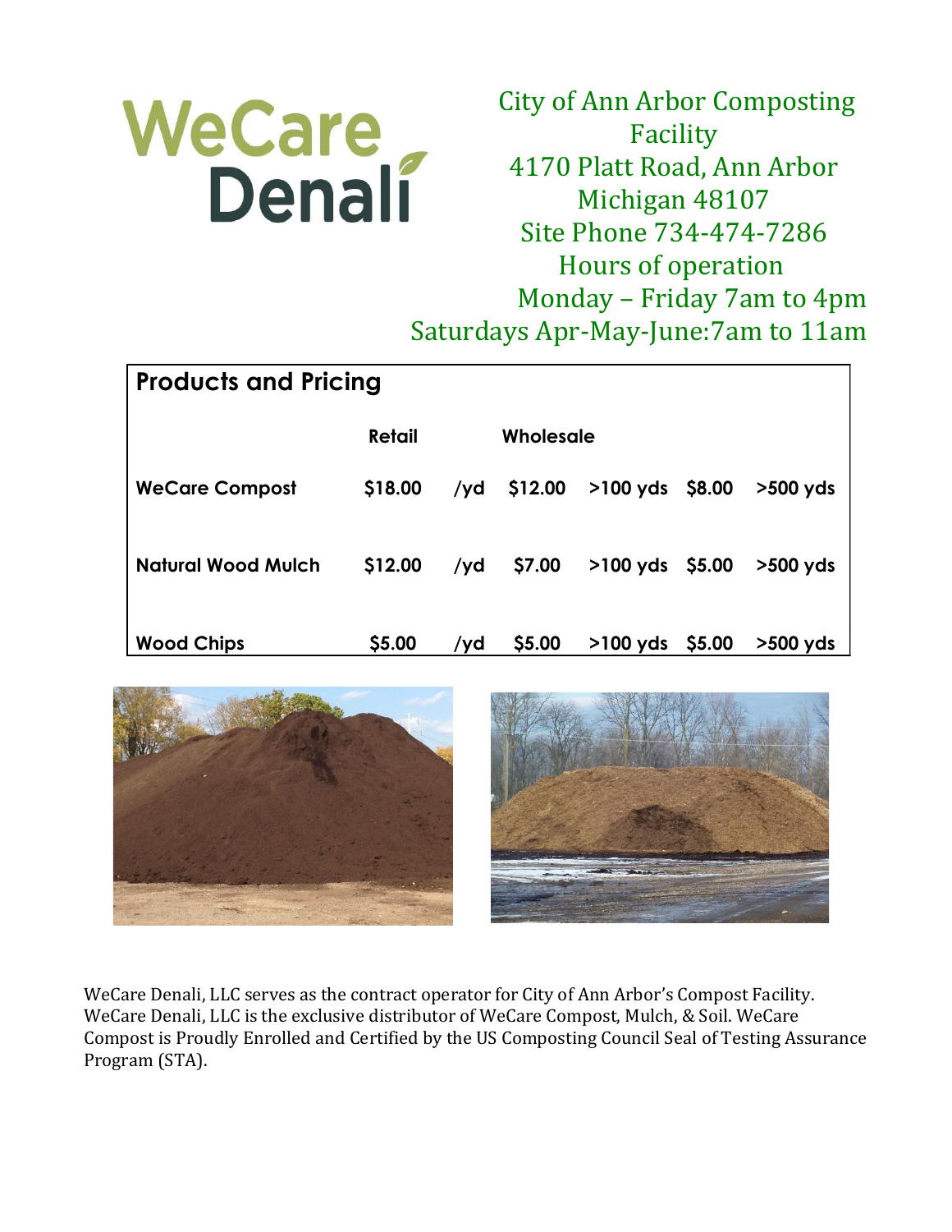WeCare Denali

City of Ann Arbor Composting Facility
4170 Platt Road, Ann Arbor
Michigan 48107
Site Phone 734-474-7286
Hours of operation
Monday – Friday 7am to 4pm
Saturdays Apr-May-June:7am to 11am

## Products and Pricing

| | Retail | | Wholesale | | | |
|---|---|---|---|---|---|---|
| **WeCare Compost** | $18.00 | /yd | $12.00 | >100 yds | $8.00 | >500 yds |
| **Natural Wood Mulch** | $12.00 | /yd | $7.00 | >100 yds | $5.00 | >500 yds |
| **Wood Chips** | $5.00 | /yd | $5.00 | >100 yds | $5.00 | >500 yds |

WeCare Denali, LLC serves as the contract operator for City of Ann Arbor's Compost Facility. WeCare Denali, LLC is the exclusive distributor of WeCare Compost, Mulch, & Soil. WeCare Compost is Proudly Enrolled and Certified by the US Composting Council Seal of Testing Assurance Program (STA).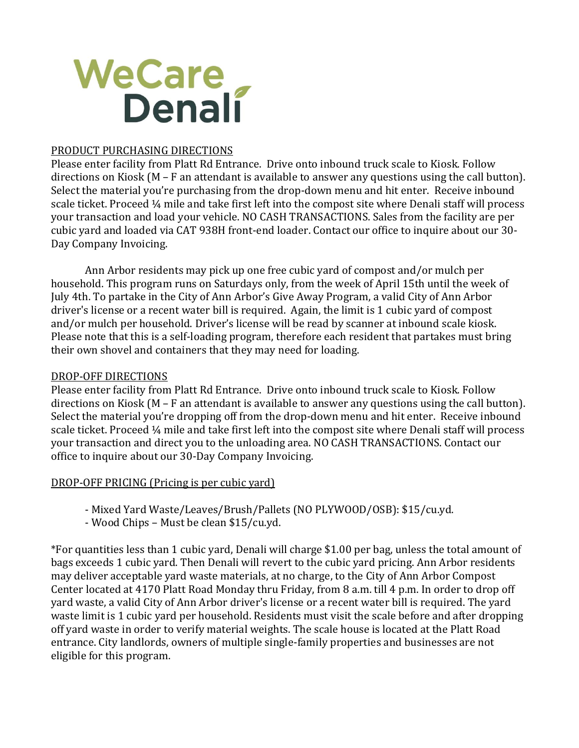# WeCare Denali

## PRODUCT PURCHASING DIRECTIONS

Please enter facility from Platt Rd Entrance. Drive onto inbound truck scale to Kiosk. Follow directions on Kiosk (M – F an attendant is available to answer any questions using the call button). Select the material you're purchasing from the drop-down menu and hit enter. Receive inbound scale ticket. Proceed ¼ mile and take first left into the compost site where Denali staff will process your transaction and load your vehicle. NO CASH TRANSACTIONS. Sales from the facility are per cubic yard and loaded via CAT 938H front-end loader. Contact our office to inquire about our 30-Day Company Invoicing.

Ann Arbor residents may pick up one free cubic yard of compost and/or mulch per household. This program runs on Saturdays only, from the week of April 15th until the week of July 4th. To partake in the City of Ann Arbor's Give Away Program, a valid City of Ann Arbor driver's license or a recent water bill is required. Again, the limit is 1 cubic yard of compost and/or mulch per household. Driver's license will be read by scanner at inbound scale kiosk. Please note that this is a self-loading program, therefore each resident that partakes must bring their own shovel and containers that they may need for loading.

## DROP-OFF DIRECTIONS

Please enter facility from Platt Rd Entrance. Drive onto inbound truck scale to Kiosk. Follow directions on Kiosk (M – F an attendant is available to answer any questions using the call button). Select the material you're dropping off from the drop-down menu and hit enter. Receive inbound scale ticket. Proceed ¼ mile and take first left into the compost site where Denali staff will process your transaction and direct you to the unloading area. NO CASH TRANSACTIONS. Contact our office to inquire about our 30-Day Company Invoicing.

## DROP-OFF PRICING (Pricing is per cubic yard)

- Mixed Yard Waste/Leaves/Brush/Pallets (NO PLYWOOD/OSB): $15/cu.yd.
- Wood Chips – Must be clean $15/cu.yd.

*For quantities less than 1 cubic yard, Denali will charge $1.00 per bag, unless the total amount of bags exceeds 1 cubic yard. Then Denali will revert to the cubic yard pricing. Ann Arbor residents may deliver acceptable yard waste materials, at no charge, to the City of Ann Arbor Compost Center located at 4170 Platt Road Monday thru Friday, from 8 a.m. till 4 p.m. In order to drop off yard waste, a valid City of Ann Arbor driver's license or a recent water bill is required. The yard waste limit is 1 cubic yard per household. Residents must visit the scale before and after dropping off yard waste in order to verify material weights. The scale house is located at the Platt Road entrance. City landlords, owners of multiple single-family properties and businesses are not eligible for this program.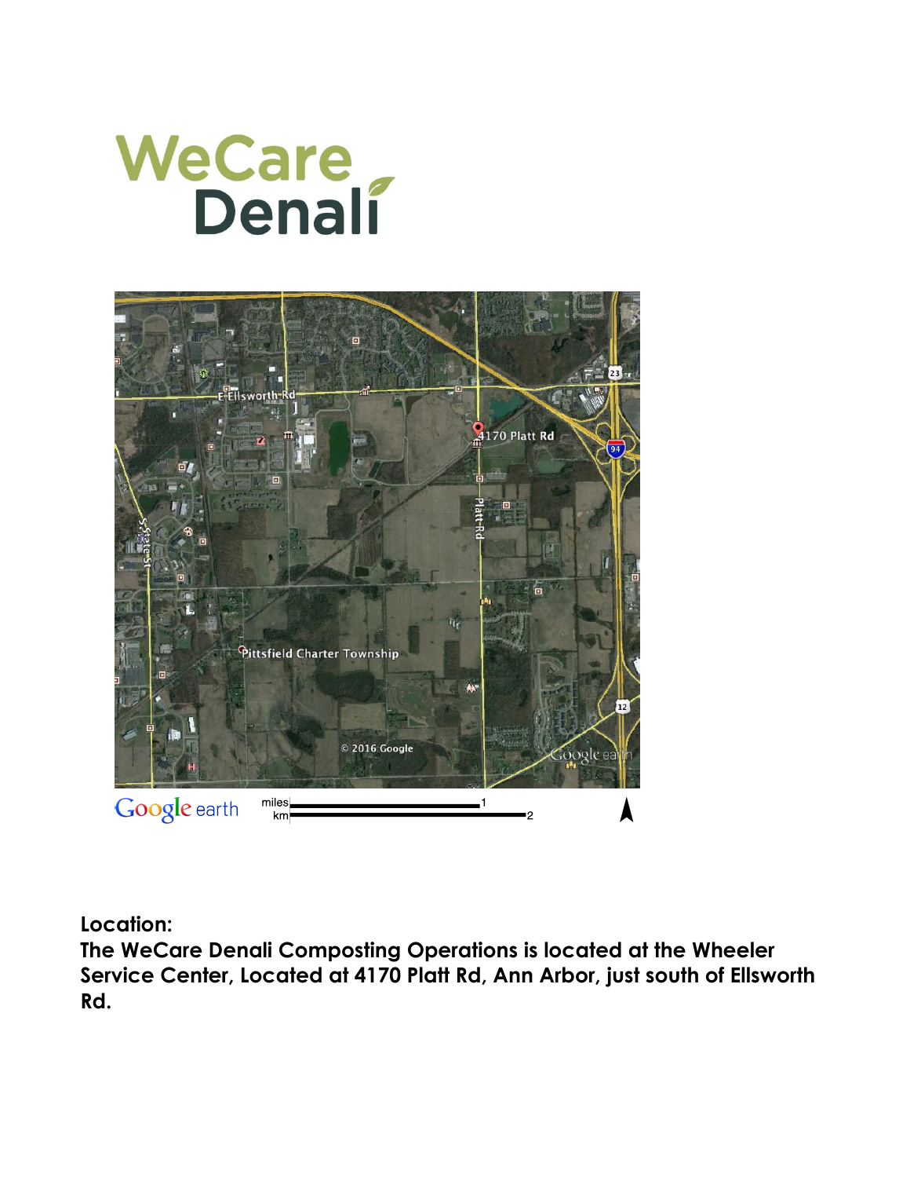# WeCare Denali

E Ellsworth Rd

4170 Platt Rd

Platt Rd

S State St

Pittsfield Charter Township

23

94

12

© 2016 Google

Google earth

miles 1

km 2

**Location:**
**The WeCare Denali Composting Operations is located at the Wheeler Service Center, Located at 4170 Platt Rd, Ann Arbor, just south of Ellsworth Rd.**